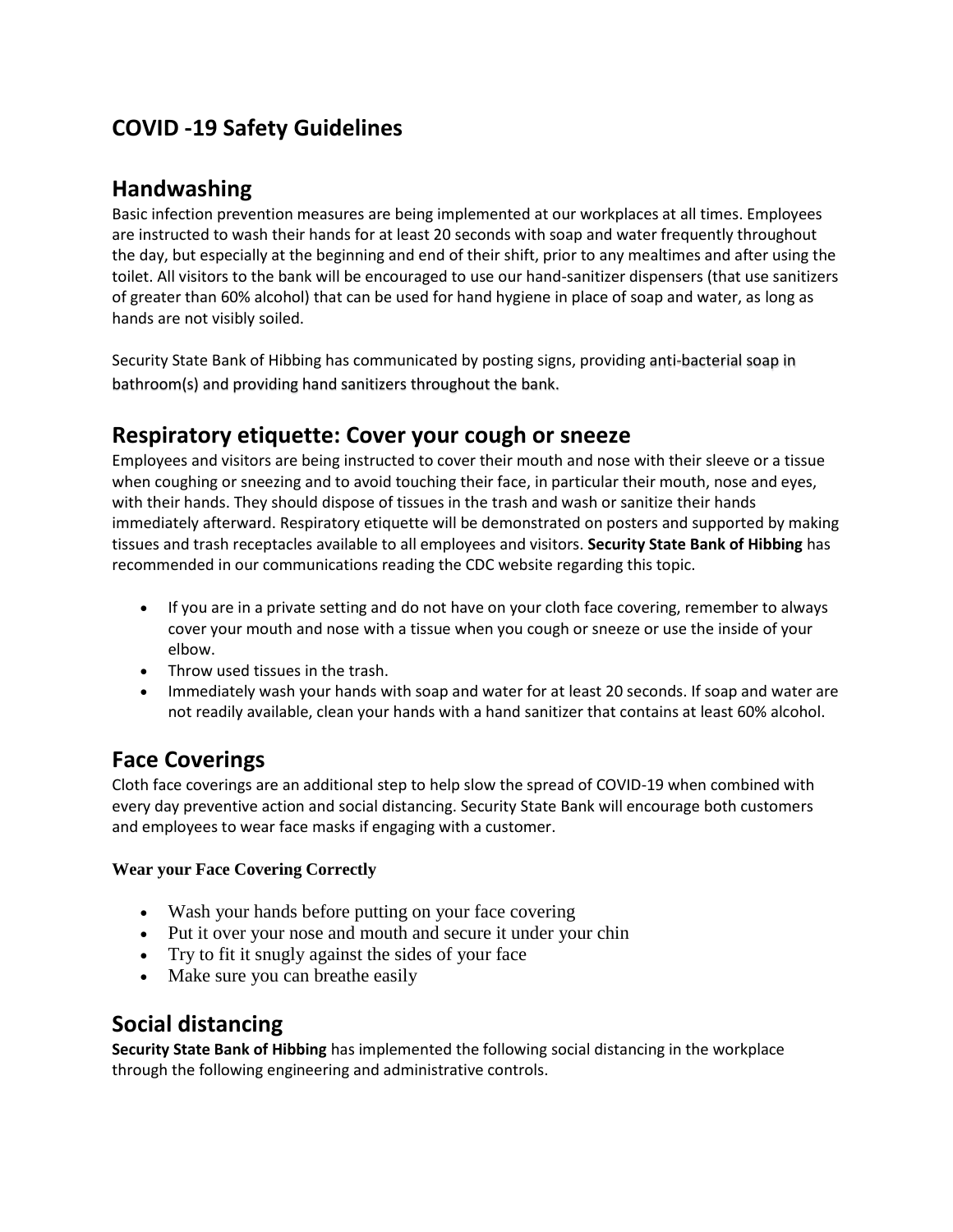# COVID -19 Safety Guidelines

## Handwashing

Basic infection prevention measures are being implemented at our workplaces at all times. Employees are instructed to wash their hands for at least 20 seconds with soap and water frequently throughout the day, but especially at the beginning and end of their shift, prior to any mealtimes and after using the toilet. All visitors to the bank will be encouraged to use our hand-sanitizer dispensers (that use sanitizers of greater than 60% alcohol) that can be used for hand hygiene in place of soap and water, as long as hands are not visibly soiled.

Security State Bank of Hibbing has communicated by posting signs, providing anti-bacterial soap in bathroom(s) and providing hand sanitizers throughout the bank.

## Respiratory etiquette: Cover your cough or sneeze

Employees and visitors are being instructed to cover their mouth and nose with their sleeve or a tissue when coughing or sneezing and to avoid touching their face, in particular their mouth, nose and eyes, with their hands. They should dispose of tissues in the trash and wash or sanitize their hands immediately afterward. Respiratory etiquette will be demonstrated on posters and supported by making tissues and trash receptacles available to all employees and visitors. **Security State Bank of Hibbing** has recommended in our communications reading the CDC website regarding this topic.

- If you are in a private setting and do not have on your cloth face covering, remember to always cover your mouth and nose with a tissue when you cough or sneeze or use the inside of your elbow.
- Throw used tissues in the trash.
- Immediately wash your hands with soap and water for at least 20 seconds. If soap and water are not readily available, clean your hands with a hand sanitizer that contains at least 60% alcohol.

## Face Coverings

Cloth face coverings are an additional step to help slow the spread of COVID-19 when combined with every day preventive action and social distancing. Security State Bank will encourage both customers and employees to wear face masks if engaging with a customer.

**Wear your Face Covering Correctly**

- Wash your hands before putting on your face covering
- Put it over your nose and mouth and secure it under your chin
- Try to fit it snugly against the sides of your face
- Make sure you can breathe easily

## Social distancing

**Security State Bank of Hibbing** has implemented the following social distancing in the workplace through the following engineering and administrative controls.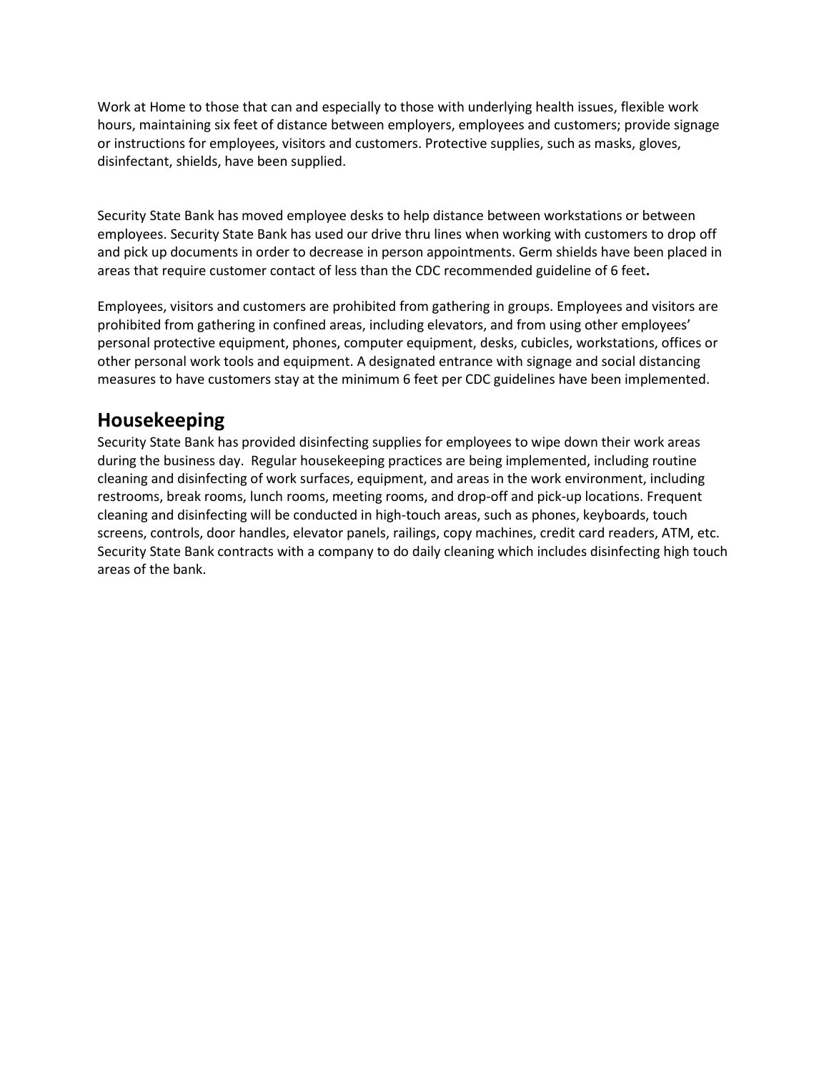Work at Home to those that can and especially to those with underlying health issues, flexible work hours, maintaining six feet of distance between employers, employees and customers; provide signage or instructions for employees, visitors and customers. Protective supplies, such as masks, gloves, disinfectant, shields, have been supplied.

Security State Bank has moved employee desks to help distance between workstations or between employees. Security State Bank has used our drive thru lines when working with customers to drop off and pick up documents in order to decrease in person appointments. Germ shields have been placed in areas that require customer contact of less than the CDC recommended guideline of 6 feet**.**

Employees, visitors and customers are prohibited from gathering in groups. Employees and visitors are prohibited from gathering in confined areas, including elevators, and from using other employees' personal protective equipment, phones, computer equipment, desks, cubicles, workstations, offices or other personal work tools and equipment. A designated entrance with signage and social distancing measures to have customers stay at the minimum 6 feet per CDC guidelines have been implemented.

## Housekeeping

Security State Bank has provided disinfecting supplies for employees to wipe down their work areas during the business day. Regular housekeeping practices are being implemented, including routine cleaning and disinfecting of work surfaces, equipment, and areas in the work environment, including restrooms, break rooms, lunch rooms, meeting rooms, and drop-off and pick-up locations. Frequent cleaning and disinfecting will be conducted in high-touch areas, such as phones, keyboards, touch screens, controls, door handles, elevator panels, railings, copy machines, credit card readers, ATM, etc. Security State Bank contracts with a company to do daily cleaning which includes disinfecting high touch areas of the bank.